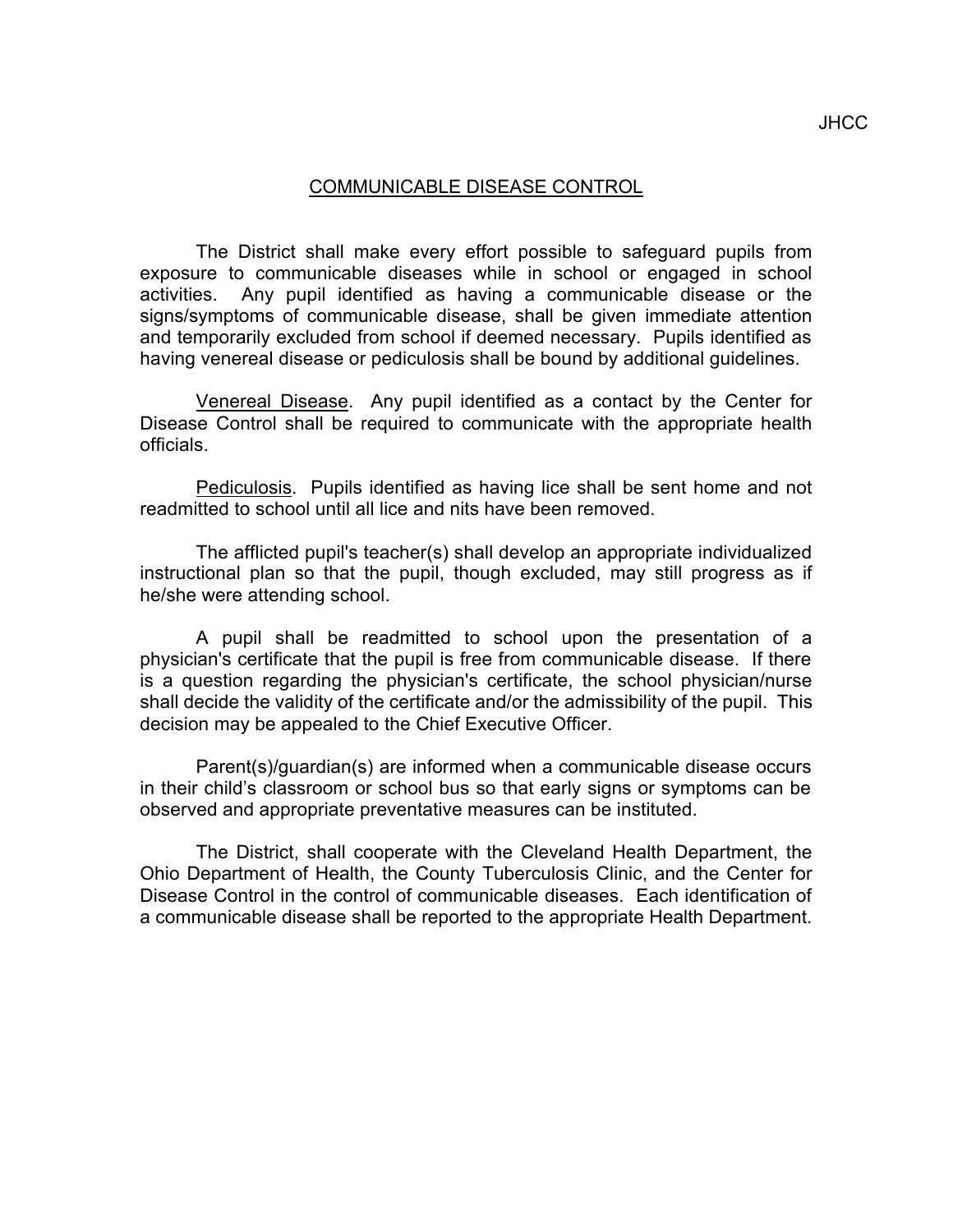JHCC

# COMMUNICABLE DISEASE CONTROL

The District shall make every effort possible to safeguard pupils from exposure to communicable diseases while in school or engaged in school activities. Any pupil identified as having a communicable disease or the signs/symptoms of communicable disease, shall be given immediate attention and temporarily excluded from school if deemed necessary. Pupils identified as having venereal disease or pediculosis shall be bound by additional guidelines.

Venereal Disease. Any pupil identified as a contact by the Center for Disease Control shall be required to communicate with the appropriate health officials.

Pediculosis. Pupils identified as having lice shall be sent home and not readmitted to school until all lice and nits have been removed.

The afflicted pupil's teacher(s) shall develop an appropriate individualized instructional plan so that the pupil, though excluded, may still progress as if he/she were attending school.

A pupil shall be readmitted to school upon the presentation of a physician's certificate that the pupil is free from communicable disease. If there is a question regarding the physician's certificate, the school physician/nurse shall decide the validity of the certificate and/or the admissibility of the pupil. This decision may be appealed to the Chief Executive Officer.

Parent(s)/guardian(s) are informed when a communicable disease occurs in their child's classroom or school bus so that early signs or symptoms can be observed and appropriate preventative measures can be instituted.

The District, shall cooperate with the Cleveland Health Department, the Ohio Department of Health, the County Tuberculosis Clinic, and the Center for Disease Control in the control of communicable diseases. Each identification of a communicable disease shall be reported to the appropriate Health Department.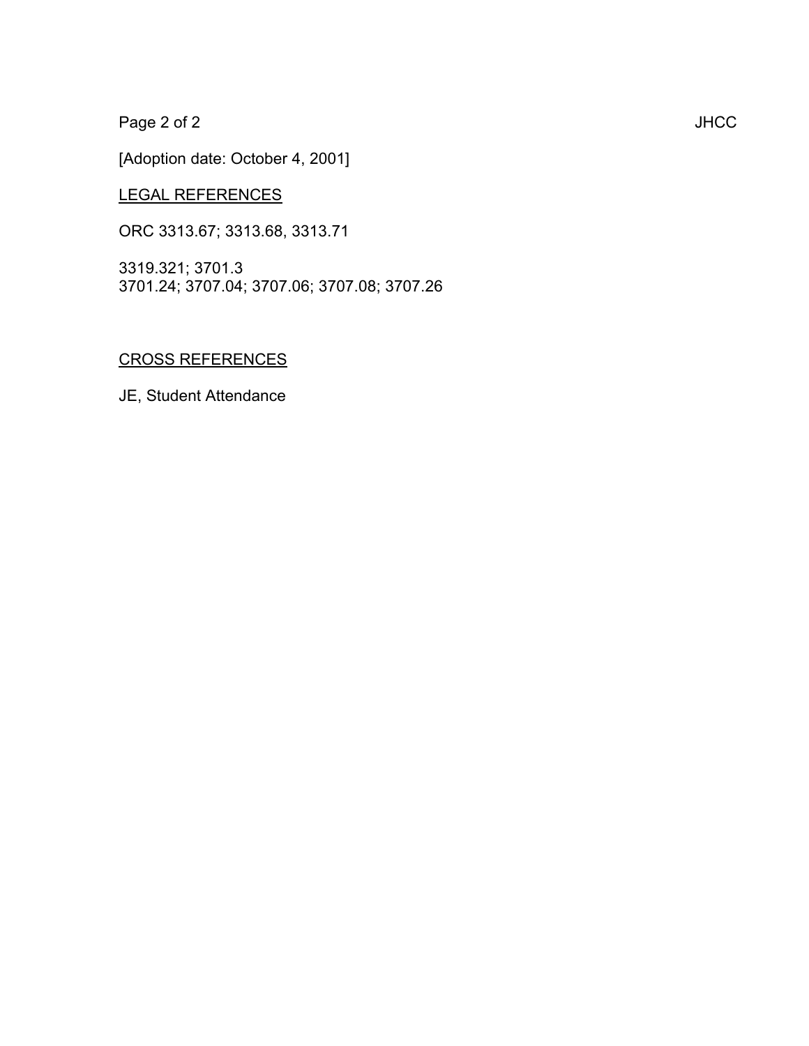[Adoption date: October 4, 2001]

LEGAL REFERENCES

ORC 3313.67; 3313.68, 3313.71

3319.321; 3701.3
3701.24; 3707.04; 3707.06; 3707.08; 3707.26

CROSS REFERENCES

JE, Student Attendance